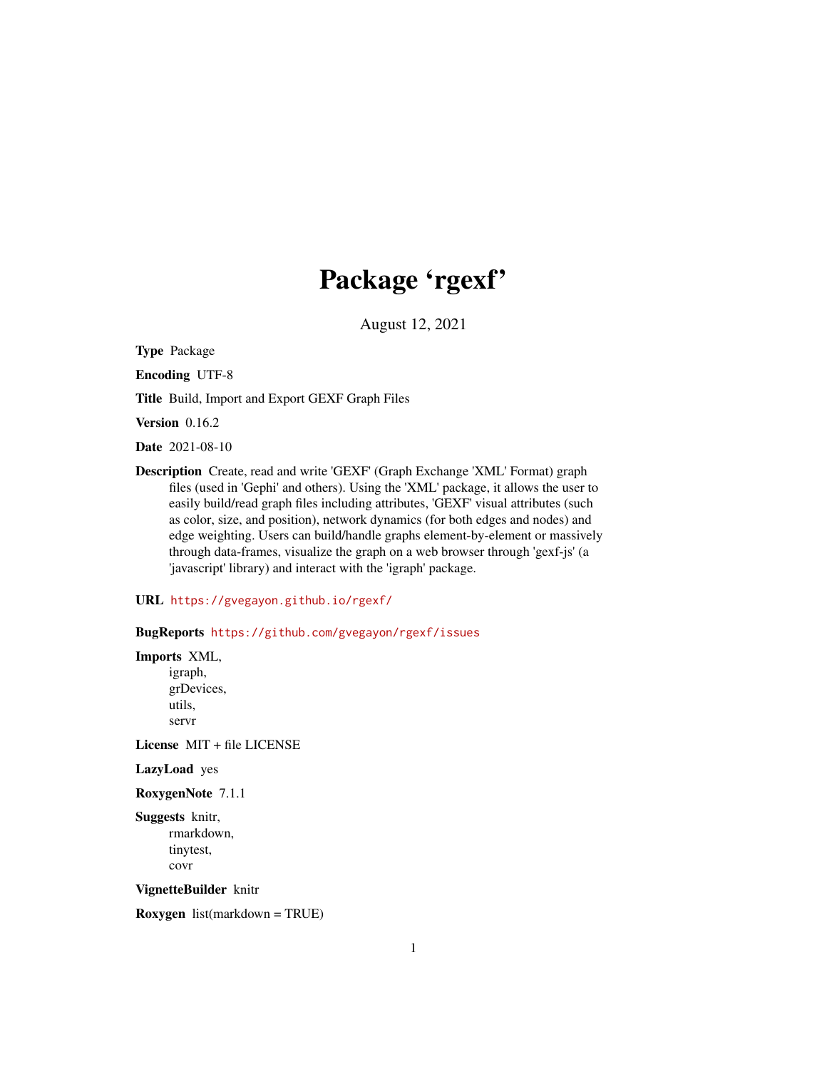# Package 'rgexf'

August 12, 2021

**Type** Package

**Encoding** UTF-8

**Title** Build, Import and Export GEXF Graph Files

**Version** 0.16.2

**Date** 2021-08-10

**Description** Create, read and write 'GEXF' (Graph Exchange 'XML' Format) graph files (used in 'Gephi' and others). Using the 'XML' package, it allows the user to easily build/read graph files including attributes, 'GEXF' visual attributes (such as color, size, and position), network dynamics (for both edges and nodes) and edge weighting. Users can build/handle graphs element-by-element or massively through data-frames, visualize the graph on a web browser through 'gexf-js' (a 'javascript' library) and interact with the 'igraph' package.

**URL** https://gvegayon.github.io/rgexf/

**BugReports** https://github.com/gvegayon/rgexf/issues

**Imports** XML,
igraph,
grDevices,
utils,
servr

**License** MIT + file LICENSE

**LazyLoad** yes

**RoxygenNote** 7.1.1

**Suggests** knitr,
rmarkdown,
tinytest,
covr

**VignetteBuilder** knitr

**Roxygen** list(markdown = TRUE)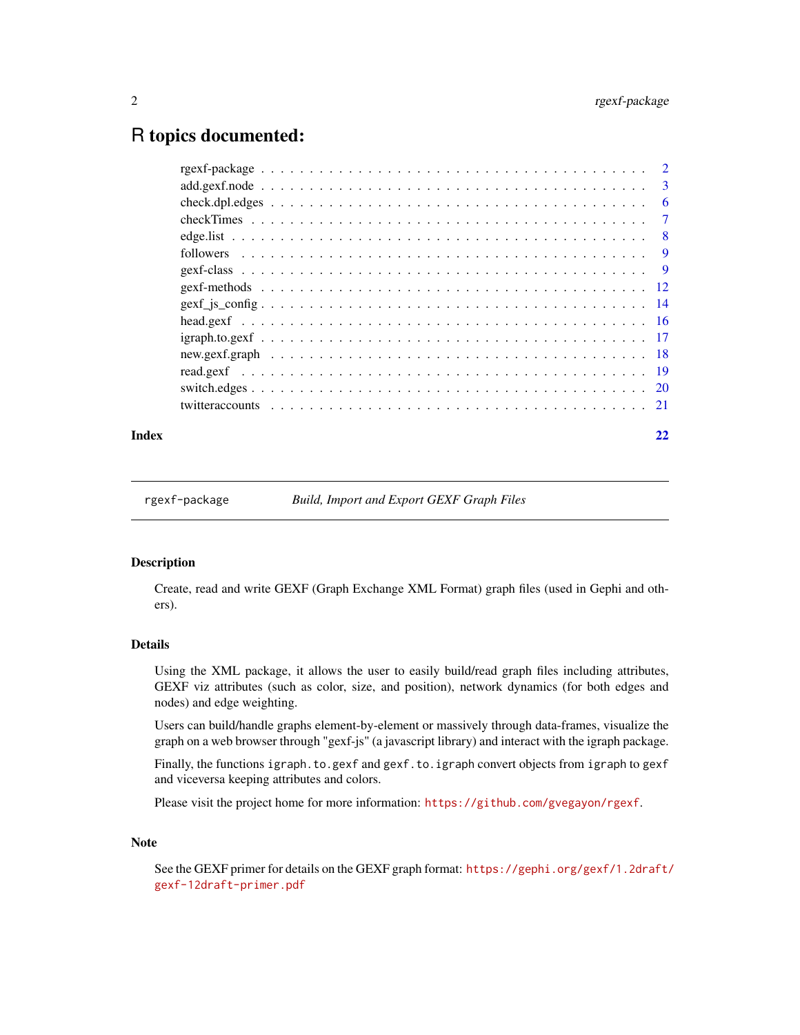# R topics documented:

| | |
|---|---|
| rgexf-package | 2 |
| add.gexf.node | 3 |
| check.dpl.edges | 6 |
| checkTimes | 7 |
| edge.list | 8 |
| followers | 9 |
| gexf-class | 9 |
| gexf-methods | 12 |
| gexf_js_config | 14 |
| head.gexf | 16 |
| igraph.to.gexf | 17 |
| new.gexf.graph | 18 |
| read.gexf | 19 |
| switch.edges | 20 |
| twitteraccounts | 21 |
| **Index** | **22** |

---

`rgexf-package` *Build, Import and Export GEXF Graph Files*

---

### Description

Create, read and write GEXF (Graph Exchange XML Format) graph files (used in Gephi and others).

### Details

Using the XML package, it allows the user to easily build/read graph files including attributes, GEXF viz attributes (such as color, size, and position), network dynamics (for both edges and nodes) and edge weighting.

Users can build/handle graphs element-by-element or massively through data-frames, visualize the graph on a web browser through "gexf-js" (a javascript library) and interact with the igraph package.

Finally, the functions `igraph.to.gexf` and `gexf.to.igraph` convert objects from `igraph` to `gexf` and viceversa keeping attributes and colors.

Please visit the project home for more information: https://github.com/gvegayon/rgexf.

### Note

See the GEXF primer for details on the GEXF graph format: https://gephi.org/gexf/1.2draft/gexf-12draft-primer.pdf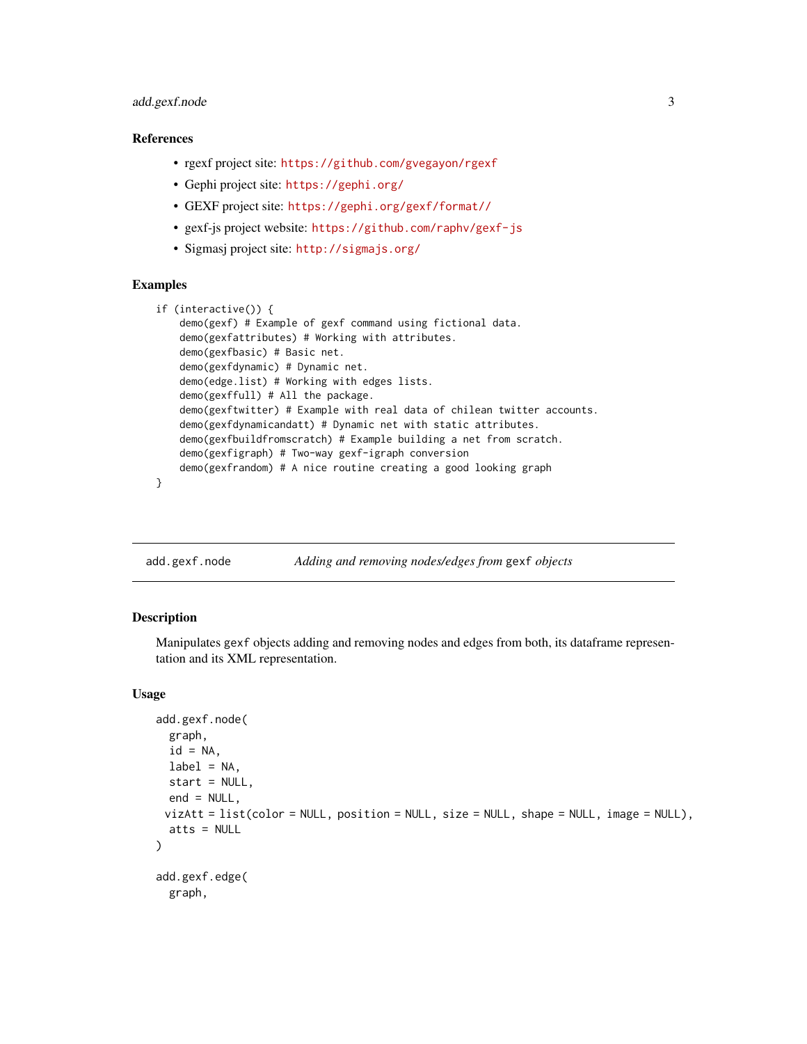### References

- rgexf project site: https://github.com/gvegayon/rgexf
- Gephi project site: https://gephi.org/
- GEXF project site: https://gephi.org/gexf/format//
- gexf-js project website: https://github.com/raphv/gexf-js
- Sigmasj project site: http://sigmajs.org/

### Examples

```
if (interactive()) {
    demo(gexf) # Example of gexf command using fictional data.
    demo(gexfattributes) # Working with attributes.
    demo(gexfbasic) # Basic net.
    demo(gexfdynamic) # Dynamic net.
    demo(edge.list) # Working with edges lists.
    demo(gexffull) # All the package.
    demo(gexftwitter) # Example with real data of chilean twitter accounts.
    demo(gexfdynamicandatt) # Dynamic net with static attributes.
    demo(gexfbuildfromscratch) # Example building a net from scratch.
    demo(gexfigraph) # Two-way gexf-igraph conversion
    demo(gexfrandom) # A nice routine creating a good looking graph
}
```

---

## add.gexf.node *Adding and removing nodes/edges from* gexf *objects*

### Description

Manipulates gexf objects adding and removing nodes and edges from both, its dataframe representation and its XML representation.

### Usage

```
add.gexf.node(
  graph,
  id = NA,
  label = NA,
  start = NULL,
  end = NULL,
  vizAtt = list(color = NULL, position = NULL, size = NULL, shape = NULL, image = NULL),
  atts = NULL
)

add.gexf.edge(
  graph,
```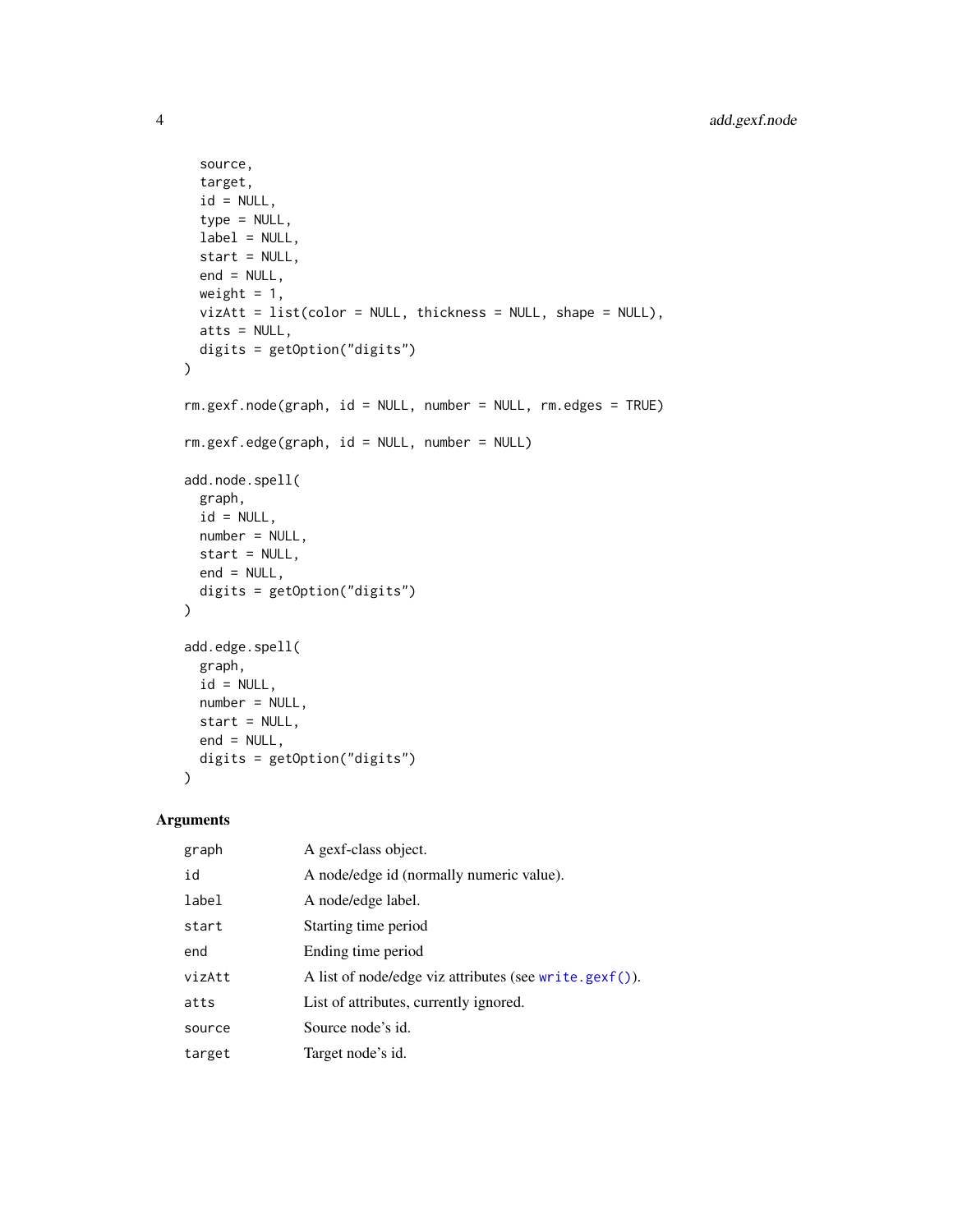```
  source,
  target,
  id = NULL,
  type = NULL,
  label = NULL,
  start = NULL,
  end = NULL,
  weight = 1,
  vizAtt = list(color = NULL, thickness = NULL, shape = NULL),
  atts = NULL,
  digits = getOption("digits")
)

rm.gexf.node(graph, id = NULL, number = NULL, rm.edges = TRUE)

rm.gexf.edge(graph, id = NULL, number = NULL)

add.node.spell(
  graph,
  id = NULL,
  number = NULL,
  start = NULL,
  end = NULL,
  digits = getOption("digits")
)

add.edge.spell(
  graph,
  id = NULL,
  number = NULL,
  start = NULL,
  end = NULL,
  digits = getOption("digits")
)
```

## Arguments

| | |
|---|---|
| `graph` | A gexf-class object. |
| `id` | A node/edge id (normally numeric value). |
| `label` | A node/edge label. |
| `start` | Starting time period |
| `end` | Ending time period |
| `vizAtt` | A list of node/edge viz attributes (see `write.gexf()`). |
| `atts` | List of attributes, currently ignored. |
| `source` | Source node's id. |
| `target` | Target node's id. |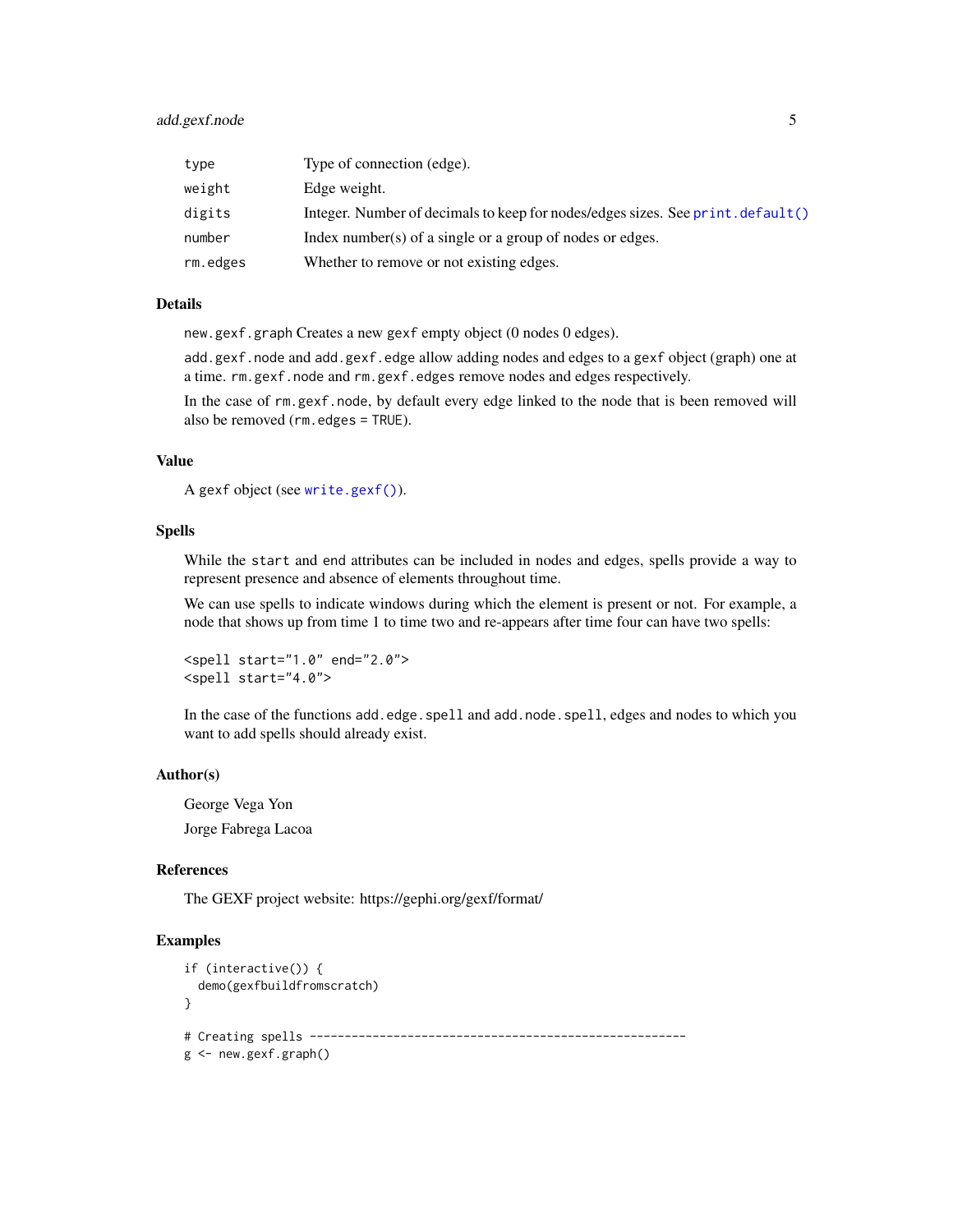| | |
|---|---|
| `type` | Type of connection (edge). |
| `weight` | Edge weight. |
| `digits` | Integer. Number of decimals to keep for nodes/edges sizes. See `print.default()` |
| `number` | Index number(s) of a single or a group of nodes or edges. |
| `rm.edges` | Whether to remove or not existing edges. |

### Details

`new.gexf.graph` Creates a new `gexf` empty object (0 nodes 0 edges).

`add.gexf.node` and `add.gexf.edge` allow adding nodes and edges to a `gexf` object (graph) one at a time. `rm.gexf.node` and `rm.gexf.edges` remove nodes and edges respectively.

In the case of `rm.gexf.node`, by default every edge linked to the node that is been removed will also be removed (`rm.edges = TRUE`).

### Value

A `gexf` object (see `write.gexf()`).

### Spells

While the `start` and `end` attributes can be included in nodes and edges, spells provide a way to represent presence and absence of elements throughout time.

We can use spells to indicate windows during which the element is present or not. For example, a node that shows up from time 1 to time two and re-appears after time four can have two spells:

```
<spell start="1.0" end="2.0">
<spell start="4.0">
```

In the case of the functions `add.edge.spell` and `add.node.spell`, edges and nodes to which you want to add spells should already exist.

### Author(s)

George Vega Yon

Jorge Fabrega Lacoa

### References

The GEXF project website: https://gephi.org/gexf/format/

### Examples

```
if (interactive()) {
  demo(gexfbuildfromscratch)
}

# Creating spells ------------------------------------------------------
g <- new.gexf.graph()
```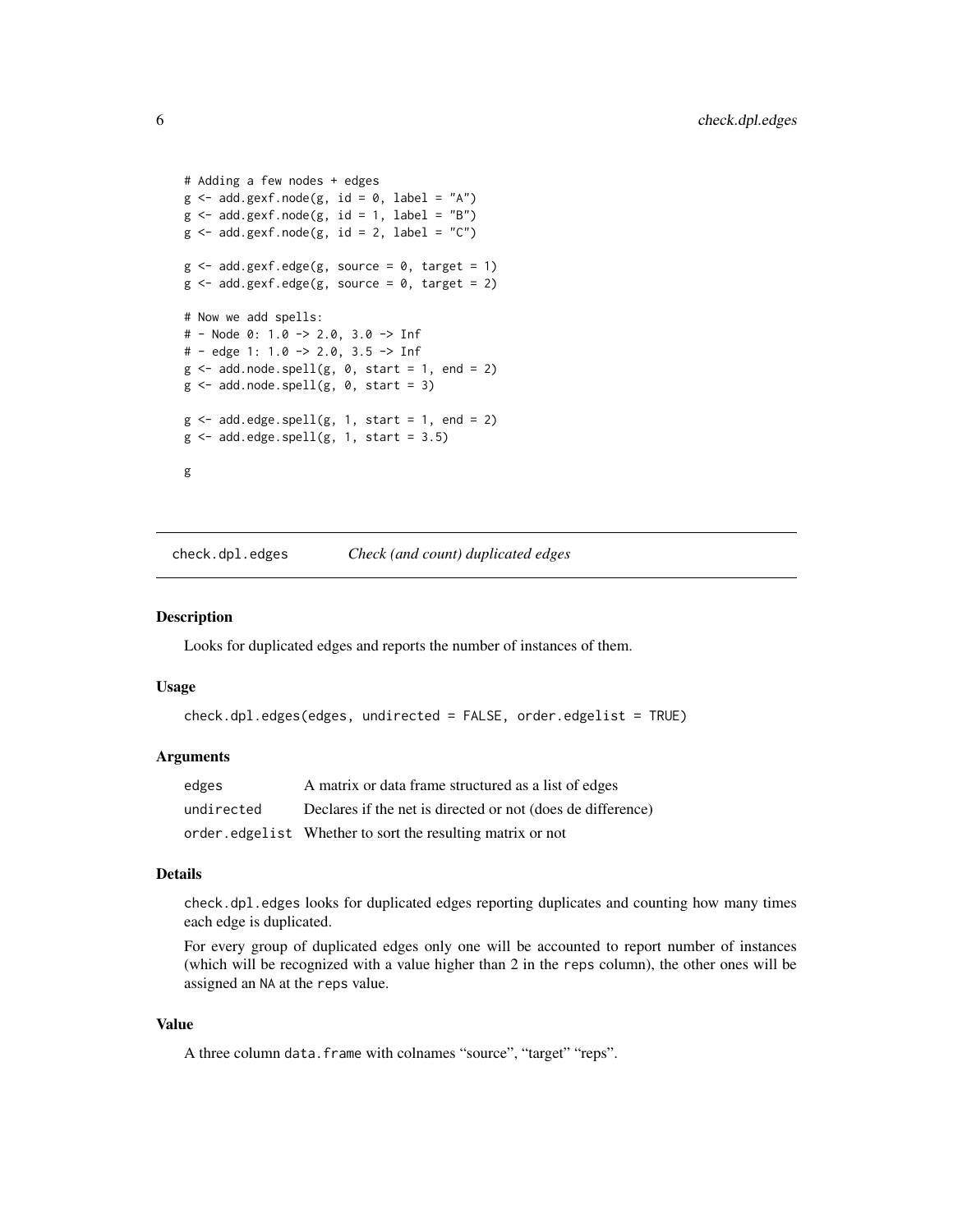```
# Adding a few nodes + edges
g <- add.gexf.node(g, id = 0, label = "A")
g <- add.gexf.node(g, id = 1, label = "B")
g <- add.gexf.node(g, id = 2, label = "C")

g <- add.gexf.edge(g, source = 0, target = 1)
g <- add.gexf.edge(g, source = 0, target = 2)

# Now we add spells:
# - Node 0: 1.0 -> 2.0, 3.0 -> Inf
# - edge 1: 1.0 -> 2.0, 3.5 -> Inf
g <- add.node.spell(g, 0, start = 1, end = 2)
g <- add.node.spell(g, 0, start = 3)

g <- add.edge.spell(g, 1, start = 1, end = 2)
g <- add.edge.spell(g, 1, start = 3.5)

g
```

---

## check.dpl.edges — *Check (and count) duplicated edges*

### Description

Looks for duplicated edges and reports the number of instances of them.

### Usage

```
check.dpl.edges(edges, undirected = FALSE, order.edgelist = TRUE)
```

### Arguments

| | |
|---|---|
| `edges` | A matrix or data frame structured as a list of edges |
| `undirected` | Declares if the net is directed or not (does de difference) |
| `order.edgelist` | Whether to sort the resulting matrix or not |

### Details

`check.dpl.edges` looks for duplicated edges reporting duplicates and counting how many times each edge is duplicated.

For every group of duplicated edges only one will be accounted to report number of instances (which will be recognized with a value higher than 2 in the `reps` column), the other ones will be assigned an `NA` at the `reps` value.

### Value

A three column `data.frame` with colnames "source", "target" "reps".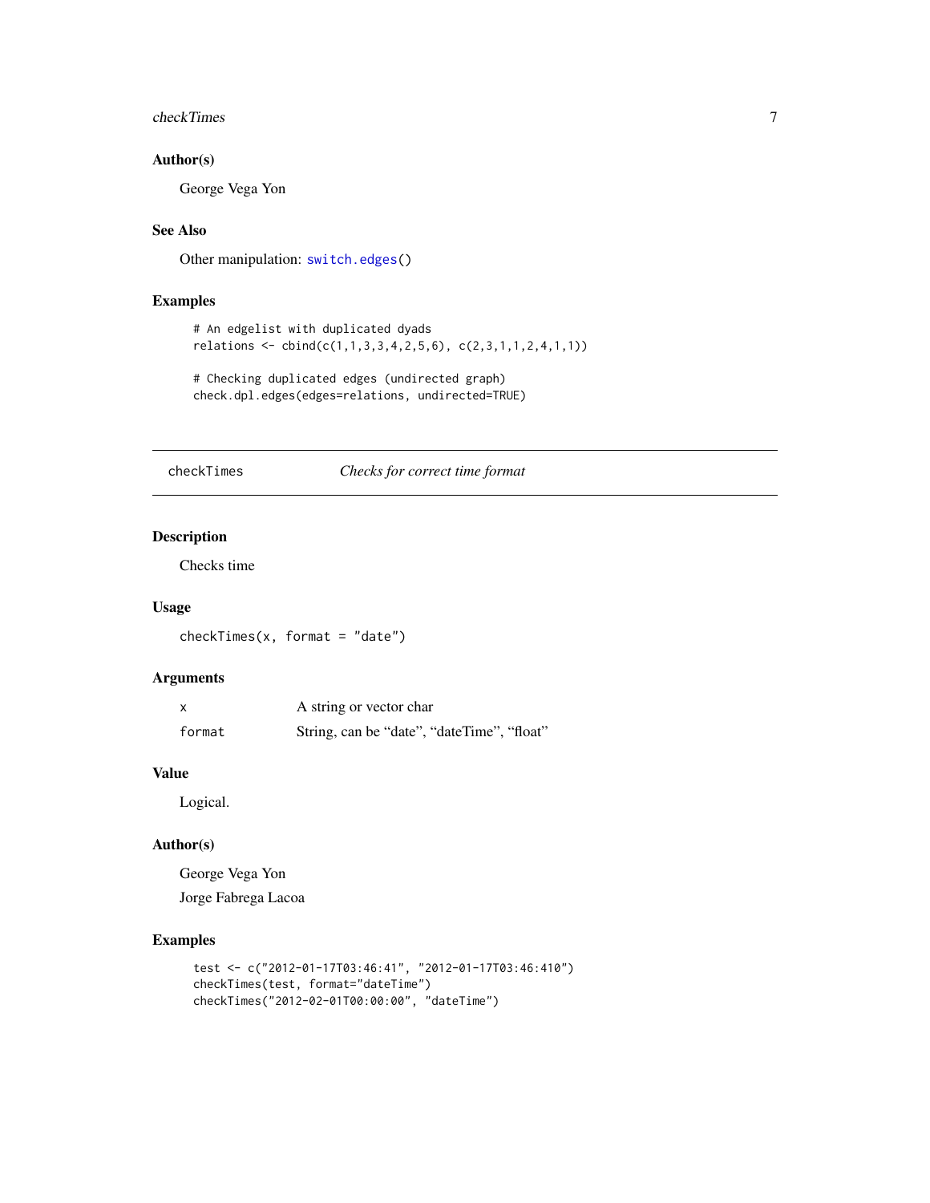### Author(s)

George Vega Yon

### See Also

Other manipulation: `switch.edges()`

### Examples

```
# An edgelist with duplicated dyads
relations <- cbind(c(1,1,3,3,4,2,5,6), c(2,3,1,1,2,4,1,1))

# Checking duplicated edges (undirected graph)
check.dpl.edges(edges=relations, undirected=TRUE)
```

---

## checkTimes — *Checks for correct time format*

---

### Description

Checks time

### Usage

```
checkTimes(x, format = "date")
```

### Arguments

| | |
|---|---|
| `x` | A string or vector char |
| `format` | String, can be "date", "dateTime", "float" |

### Value

Logical.

### Author(s)

George Vega Yon

Jorge Fabrega Lacoa

### Examples

```
test <- c("2012-01-17T03:46:41", "2012-01-17T03:46:410")
checkTimes(test, format="dateTime")
checkTimes("2012-02-01T00:00:00", "dateTime")
```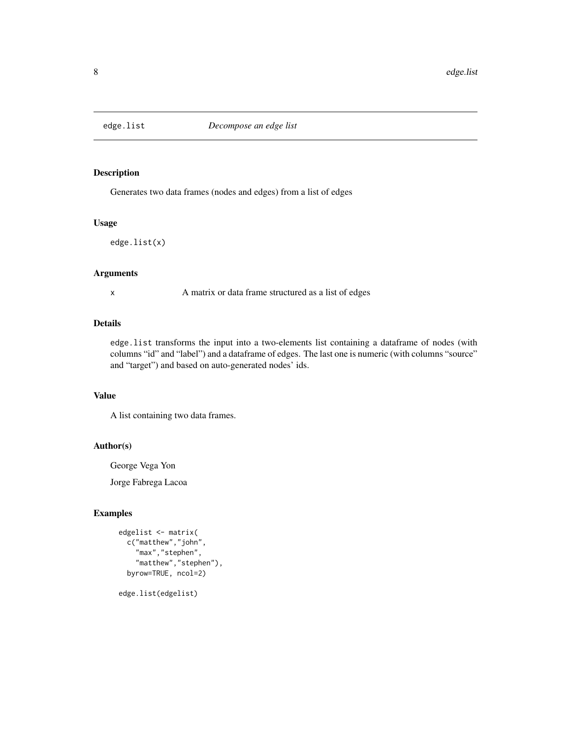## edge.list — *Decompose an edge list*

### Description

Generates two data frames (nodes and edges) from a list of edges

### Usage

```
edge.list(x)
```

### Arguments

| | |
|---|---|
| x | A matrix or data frame structured as a list of edges |

### Details

`edge.list` transforms the input into a two-elements list containing a dataframe of nodes (with columns "id" and "label") and a dataframe of edges. The last one is numeric (with columns "source" and "target") and based on auto-generated nodes' ids.

### Value

A list containing two data frames.

### Author(s)

George Vega Yon

Jorge Fabrega Lacoa

### Examples

```
edgelist <- matrix(
  c("matthew","john",
    "max","stephen",
    "matthew","stephen"),
  byrow=TRUE, ncol=2)

edge.list(edgelist)
```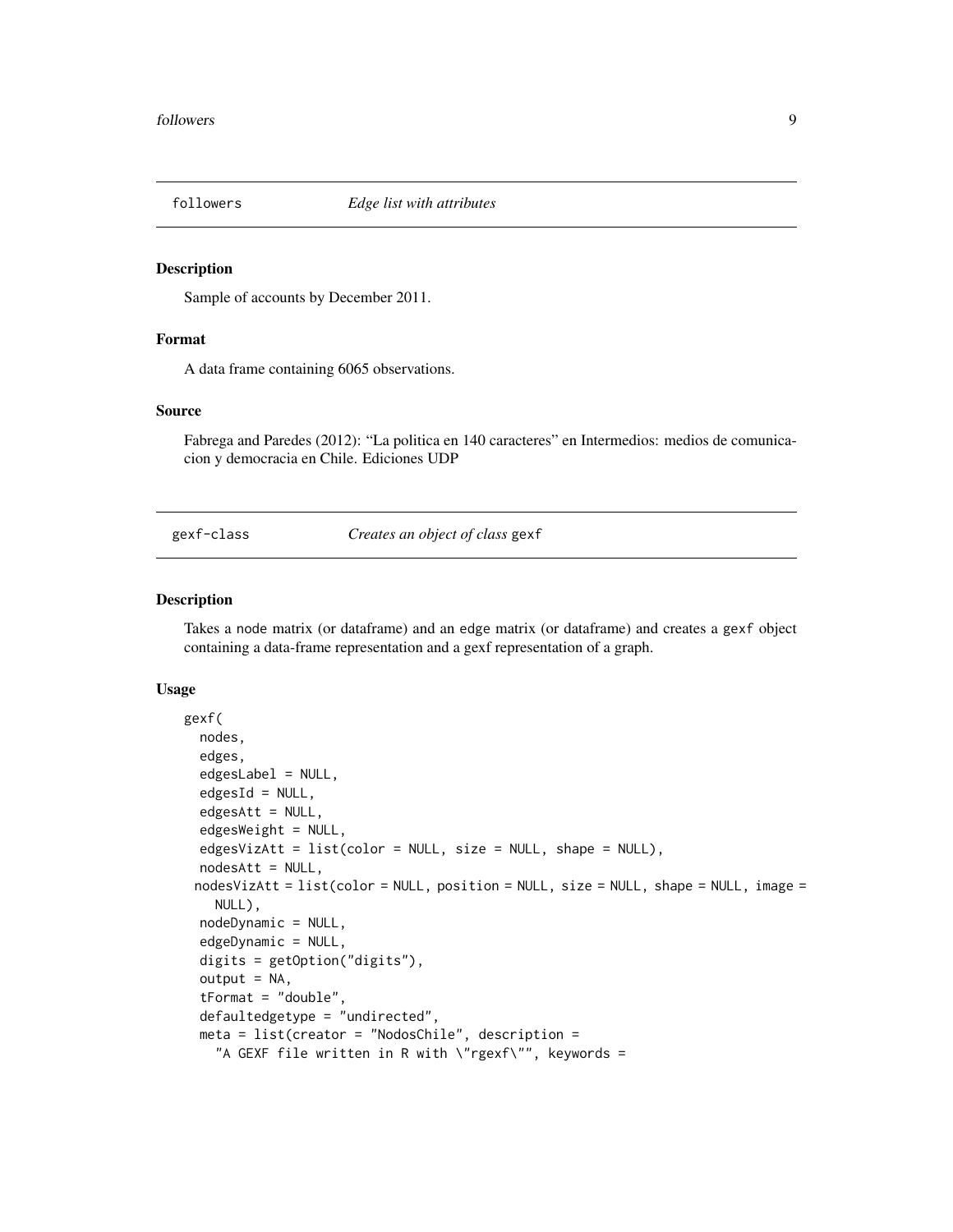## followers *Edge list with attributes*

### Description

Sample of accounts by December 2011.

### Format

A data frame containing 6065 observations.

### Source

Fabrega and Paredes (2012): "La politica en 140 caracteres" en Intermedios: medios de comunicacion y democracia en Chile. Ediciones UDP

## gexf-class *Creates an object of class* gexf

### Description

Takes a node matrix (or dataframe) and an edge matrix (or dataframe) and creates a gexf object containing a data-frame representation and a gexf representation of a graph.

### Usage

```
gexf(
  nodes,
  edges,
  edgesLabel = NULL,
  edgesId = NULL,
  edgesAtt = NULL,
  edgesWeight = NULL,
  edgesVizAtt = list(color = NULL, size = NULL, shape = NULL),
  nodesAtt = NULL,
 nodesVizAtt = list(color = NULL, position = NULL, size = NULL, shape = NULL, image =
    NULL),
  nodeDynamic = NULL,
  edgeDynamic = NULL,
  digits = getOption("digits"),
  output = NA,
  tFormat = "double",
  defaultedgetype = "undirected",
  meta = list(creator = "NodosChile", description =
    "A GEXF file written in R with \"rgexf\"", keywords =
```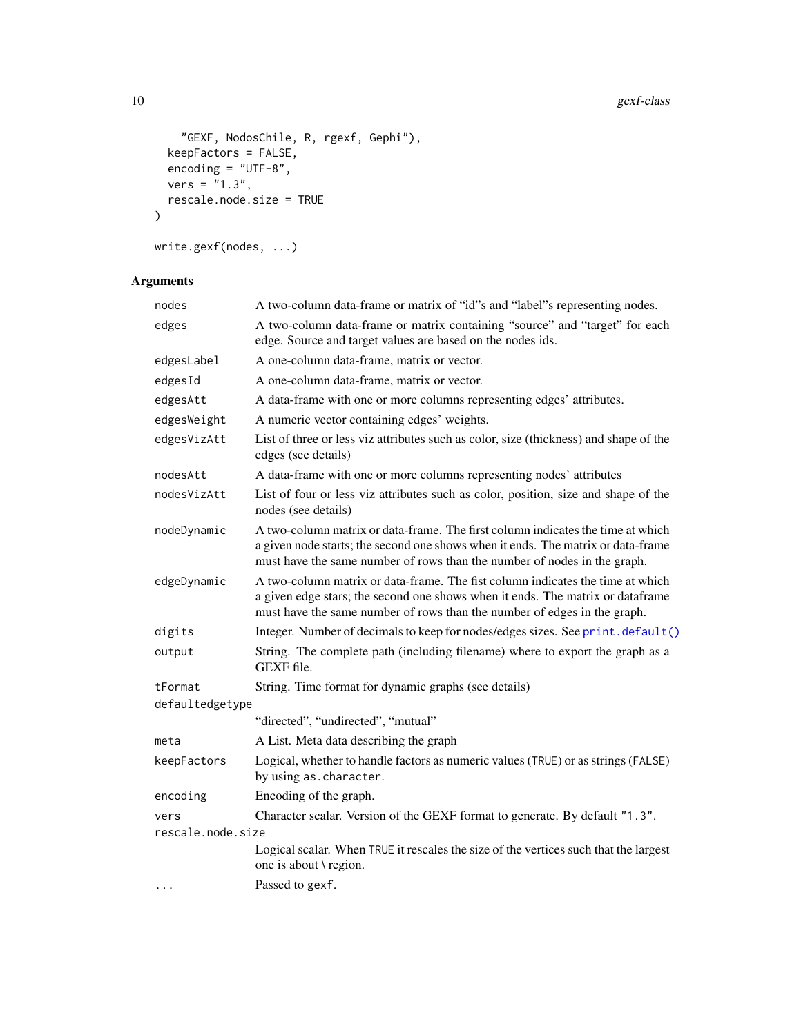```
    "GEXF, NodosChile, R, rgexf, Gephi"),
  keepFactors = FALSE,
  encoding = "UTF-8",
  vers = "1.3",
  rescale.node.size = TRUE
)

write.gexf(nodes, ...)
```

## Arguments

| | |
|---|---|
| `nodes` | A two-column data-frame or matrix of "id"s and "label"s representing nodes. |
| `edges` | A two-column data-frame or matrix containing "source" and "target" for each edge. Source and target values are based on the nodes ids. |
| `edgesLabel` | A one-column data-frame, matrix or vector. |
| `edgesId` | A one-column data-frame, matrix or vector. |
| `edgesAtt` | A data-frame with one or more columns representing edges' attributes. |
| `edgesWeight` | A numeric vector containing edges' weights. |
| `edgesVizAtt` | List of three or less viz attributes such as color, size (thickness) and shape of the edges (see details) |
| `nodesAtt` | A data-frame with one or more columns representing nodes' attributes |
| `nodesVizAtt` | List of four or less viz attributes such as color, position, size and shape of the nodes (see details) |
| `nodeDynamic` | A two-column matrix or data-frame. The first column indicates the time at which a given node starts; the second one shows when it ends. The matrix or data-frame must have the same number of rows than the number of nodes in the graph. |
| `edgeDynamic` | A two-column matrix or data-frame. The fist column indicates the time at which a given edge stars; the second one shows when it ends. The matrix or dataframe must have the same number of rows than the number of edges in the graph. |
| `digits` | Integer. Number of decimals to keep for nodes/edges sizes. See `print.default()` |
| `output` | String. The complete path (including filename) where to export the graph as a GEXF file. |
| `tFormat` | String. Time format for dynamic graphs (see details) |
| `defaultedgetype` | "directed", "undirected", "mutual" |
| `meta` | A List. Meta data describing the graph |
| `keepFactors` | Logical, whether to handle factors as numeric values (`TRUE`) or as strings (`FALSE`) by using `as.character`. |
| `encoding` | Encoding of the graph. |
| `vers` | Character scalar. Version of the GEXF format to generate. By default `"1.3"`. |
| `rescale.node.size` | Logical scalar. When `TRUE` it rescales the size of the vertices such that the largest one is about \ region. |
| `...` | Passed to `gexf`. |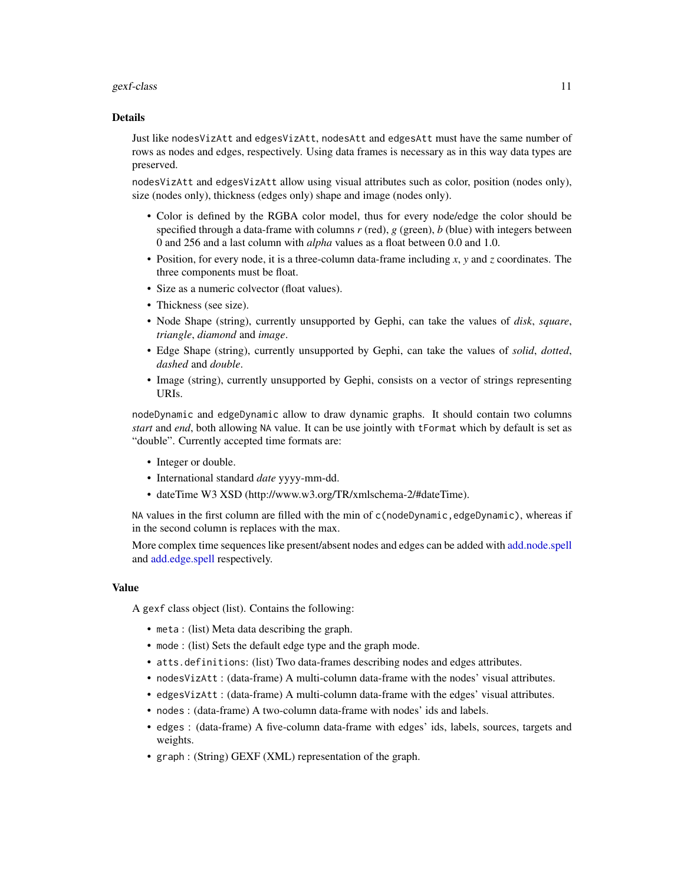## Details

Just like `nodesVizAtt` and `edgesVizAtt`, `nodesAtt` and `edgesAtt` must have the same number of rows as nodes and edges, respectively. Using data frames is necessary as in this way data types are preserved.

`nodesVizAtt` and `edgesVizAtt` allow using visual attributes such as color, position (nodes only), size (nodes only), thickness (edges only) shape and image (nodes only).

- Color is defined by the RGBA color model, thus for every node/edge the color should be specified through a data-frame with columns *r* (red), *g* (green), *b* (blue) with integers between 0 and 256 and a last column with *alpha* values as a float between 0.0 and 1.0.
- Position, for every node, it is a three-column data-frame including *x*, *y* and *z* coordinates. The three components must be float.
- Size as a numeric colvector (float values).
- Thickness (see size).
- Node Shape (string), currently unsupported by Gephi, can take the values of *disk*, *square*, *triangle*, *diamond* and *image*.
- Edge Shape (string), currently unsupported by Gephi, can take the values of *solid*, *dotted*, *dashed* and *double*.
- Image (string), currently unsupported by Gephi, consists on a vector of strings representing URIs.

`nodeDynamic` and `edgeDynamic` allow to draw dynamic graphs. It should contain two columns *start* and *end*, both allowing `NA` value. It can be use jointly with `tFormat` which by default is set as "double". Currently accepted time formats are:

- Integer or double.
- International standard *date* yyyy-mm-dd.
- dateTime W3 XSD (http://www.w3.org/TR/xmlschema-2/#dateTime).

`NA` values in the first column are filled with the min of `c(nodeDynamic,edgeDynamic)`, whereas if in the second column is replaces with the max.

More complex time sequences like present/absent nodes and edges can be added with add.node.spell and add.edge.spell respectively.

## Value

A `gexf` class object (list). Contains the following:

- `meta` : (list) Meta data describing the graph.
- `mode` : (list) Sets the default edge type and the graph mode.
- `atts.definitions`: (list) Two data-frames describing nodes and edges attributes.
- `nodesVizAtt` : (data-frame) A multi-column data-frame with the nodes' visual attributes.
- `edgesVizAtt` : (data-frame) A multi-column data-frame with the edges' visual attributes.
- `nodes` : (data-frame) A two-column data-frame with nodes' ids and labels.
- `edges` : (data-frame) A five-column data-frame with edges' ids, labels, sources, targets and weights.
- `graph` : (String) GEXF (XML) representation of the graph.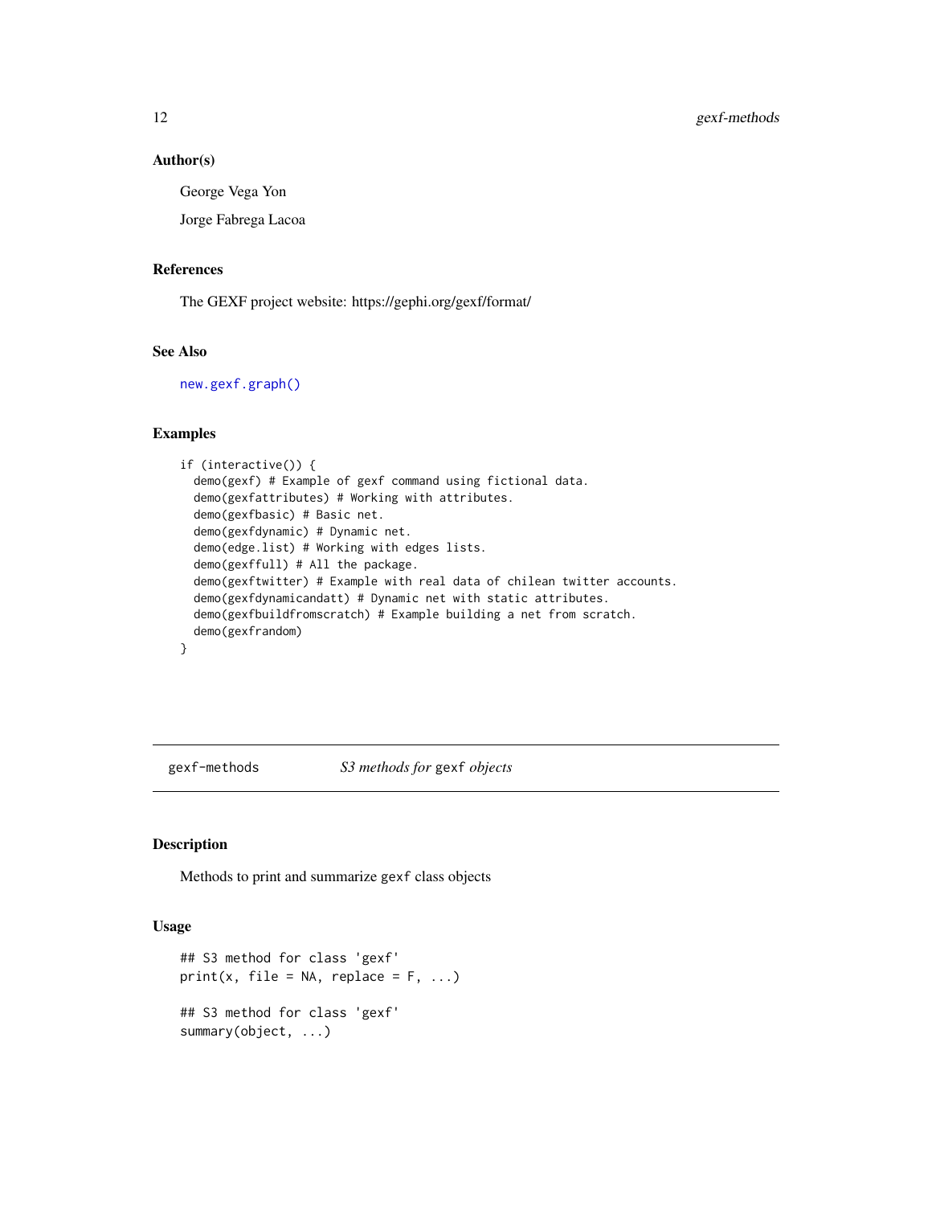### Author(s)

George Vega Yon

Jorge Fabrega Lacoa

### References

The GEXF project website: https://gephi.org/gexf/format/

### See Also

`new.gexf.graph()`

### Examples

```
if (interactive()) {
  demo(gexf) # Example of gexf command using fictional data.
  demo(gexfattributes) # Working with attributes.
  demo(gexfbasic) # Basic net.
  demo(gexfdynamic) # Dynamic net.
  demo(edge.list) # Working with edges lists.
  demo(gexffull) # All the package.
  demo(gexftwitter) # Example with real data of chilean twitter accounts.
  demo(gexfdynamicandatt) # Dynamic net with static attributes.
  demo(gexfbuildfromscratch) # Example building a net from scratch.
  demo(gexfrandom)
}
```

---

## gexf-methods    *S3 methods for* `gexf` *objects*

### Description

Methods to print and summarize `gexf` class objects

### Usage

```
## S3 method for class 'gexf'
print(x, file = NA, replace = F, ...)

## S3 method for class 'gexf'
summary(object, ...)
```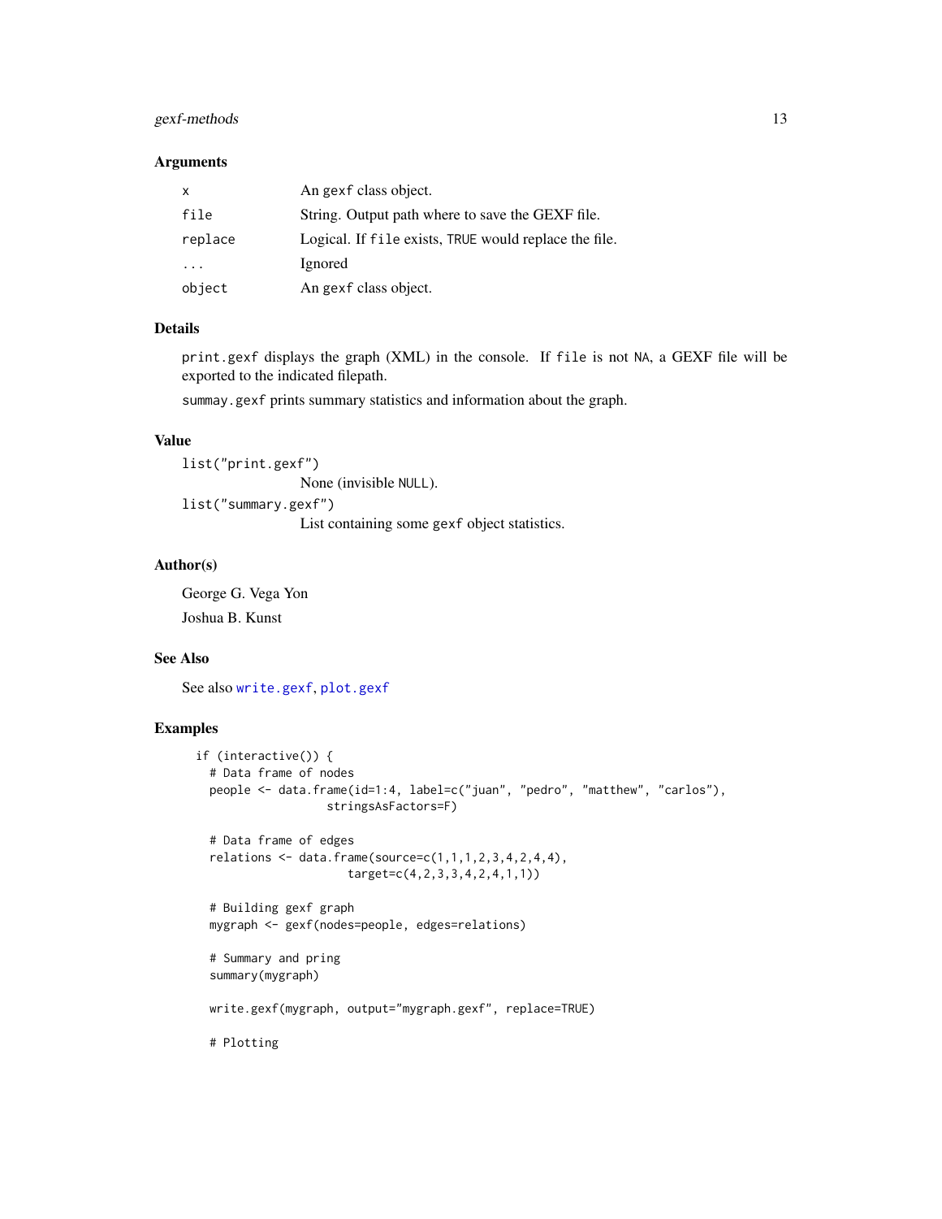### Arguments

| | |
|---|---|
| `x` | An `gexf` class object. |
| `file` | String. Output path where to save the GEXF file. |
| `replace` | Logical. If `file` exists, `TRUE` would replace the file. |
| `...` | Ignored |
| `object` | An `gexf` class object. |

### Details

`print.gexf` displays the graph (XML) in the console. If `file` is not `NA`, a GEXF file will be exported to the indicated filepath.

`summay.gexf` prints summary statistics and information about the graph.

### Value

`list("print.gexf")`
: None (invisible `NULL`).

`list("summary.gexf")`
: List containing some `gexf` object statistics.

### Author(s)

George G. Vega Yon

Joshua B. Kunst

### See Also

See also `write.gexf`, `plot.gexf`

### Examples

```
if (interactive()) {
  # Data frame of nodes
  people <- data.frame(id=1:4, label=c("juan", "pedro", "matthew", "carlos"),
                   stringsAsFactors=F)

  # Data frame of edges
  relations <- data.frame(source=c(1,1,1,2,3,4,2,4,4),
                      target=c(4,2,3,3,4,2,4,1,1))

  # Building gexf graph
  mygraph <- gexf(nodes=people, edges=relations)

  # Summary and pring
  summary(mygraph)

  write.gexf(mygraph, output="mygraph.gexf", replace=TRUE)

  # Plotting
```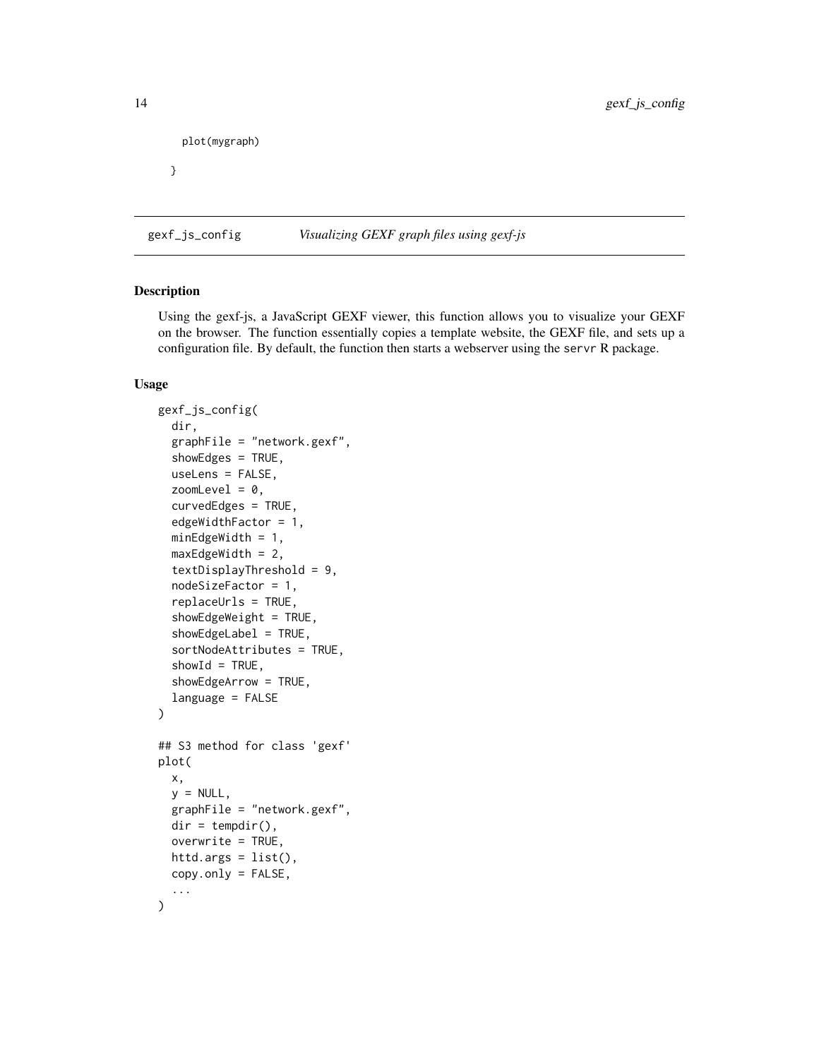```
    plot(mygraph)

  }
```

## gexf_js_config *Visualizing GEXF graph files using gexf-js*

### Description

Using the gexf-js, a JavaScript GEXF viewer, this function allows you to visualize your GEXF on the browser. The function essentially copies a template website, the GEXF file, and sets up a configuration file. By default, the function then starts a webserver using the servr R package.

### Usage

```
gexf_js_config(
  dir,
  graphFile = "network.gexf",
  showEdges = TRUE,
  useLens = FALSE,
  zoomLevel = 0,
  curvedEdges = TRUE,
  edgeWidthFactor = 1,
  minEdgeWidth = 1,
  maxEdgeWidth = 2,
  textDisplayThreshold = 9,
  nodeSizeFactor = 1,
  replaceUrls = TRUE,
  showEdgeWeight = TRUE,
  showEdgeLabel = TRUE,
  sortNodeAttributes = TRUE,
  showId = TRUE,
  showEdgeArrow = TRUE,
  language = FALSE
)

## S3 method for class 'gexf'
plot(
  x,
  y = NULL,
  graphFile = "network.gexf",
  dir = tempdir(),
  overwrite = TRUE,
  httd.args = list(),
  copy.only = FALSE,
  ...
)
```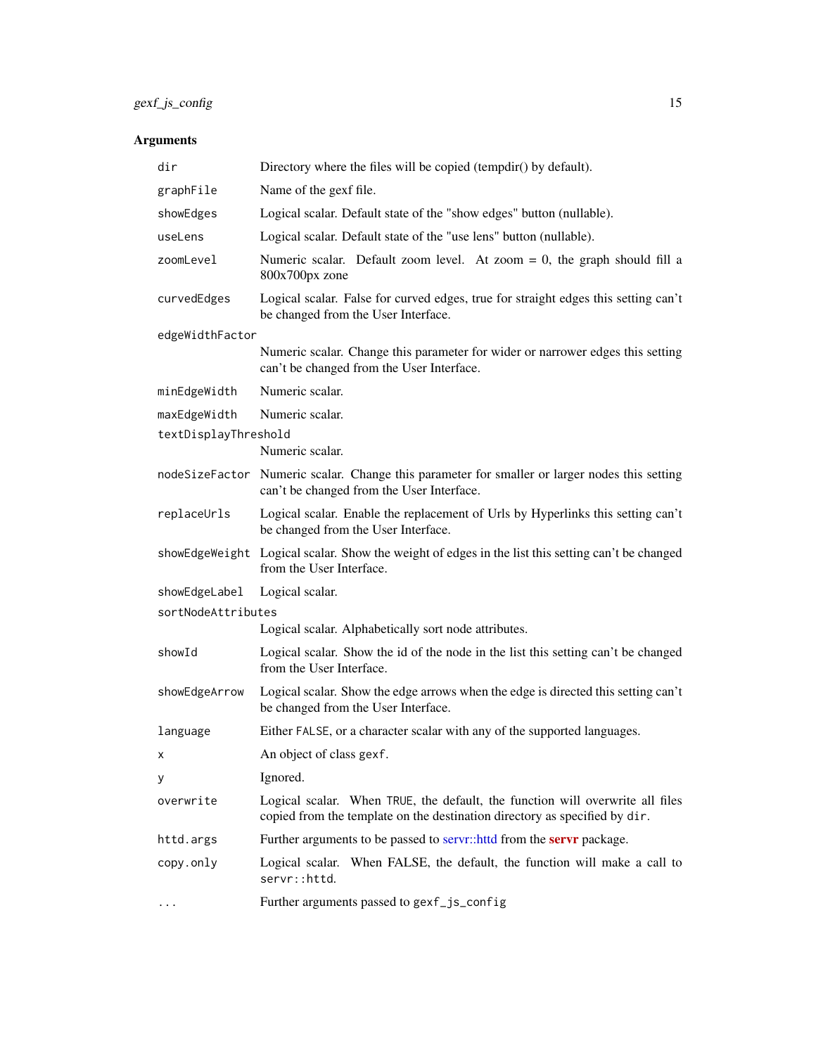## Arguments

| | |
|---|---|
| `dir` | Directory where the files will be copied (tempdir() by default). |
| `graphFile` | Name of the gexf file. |
| `showEdges` | Logical scalar. Default state of the "show edges" button (nullable). |
| `useLens` | Logical scalar. Default state of the "use lens" button (nullable). |
| `zoomLevel` | Numeric scalar. Default zoom level. At zoom = 0, the graph should fill a 800x700px zone |
| `curvedEdges` | Logical scalar. False for curved edges, true for straight edges this setting can't be changed from the User Interface. |
| `edgeWidthFactor` | Numeric scalar. Change this parameter for wider or narrower edges this setting can't be changed from the User Interface. |
| `minEdgeWidth` | Numeric scalar. |
| `maxEdgeWidth` | Numeric scalar. |
| `textDisplayThreshold` | Numeric scalar. |
| `nodeSizeFactor` | Numeric scalar. Change this parameter for smaller or larger nodes this setting can't be changed from the User Interface. |
| `replaceUrls` | Logical scalar. Enable the replacement of Urls by Hyperlinks this setting can't be changed from the User Interface. |
| `showEdgeWeight` | Logical scalar. Show the weight of edges in the list this setting can't be changed from the User Interface. |
| `showEdgeLabel` | Logical scalar. |
| `sortNodeAttributes` | Logical scalar. Alphabetically sort node attributes. |
| `showId` | Logical scalar. Show the id of the node in the list this setting can't be changed from the User Interface. |
| `showEdgeArrow` | Logical scalar. Show the edge arrows when the edge is directed this setting can't be changed from the User Interface. |
| `language` | Either `FALSE`, or a character scalar with any of the supported languages. |
| `x` | An object of class `gexf`. |
| `y` | Ignored. |
| `overwrite` | Logical scalar. When `TRUE`, the default, the function will overwrite all files copied from the template on the destination directory as specified by `dir`. |
| `httd.args` | Further arguments to be passed to servr::httd from the **servr** package. |
| `copy.only` | Logical scalar. When FALSE, the default, the function will make a call to `servr::httd`. |
| `...` | Further arguments passed to `gexf_js_config` |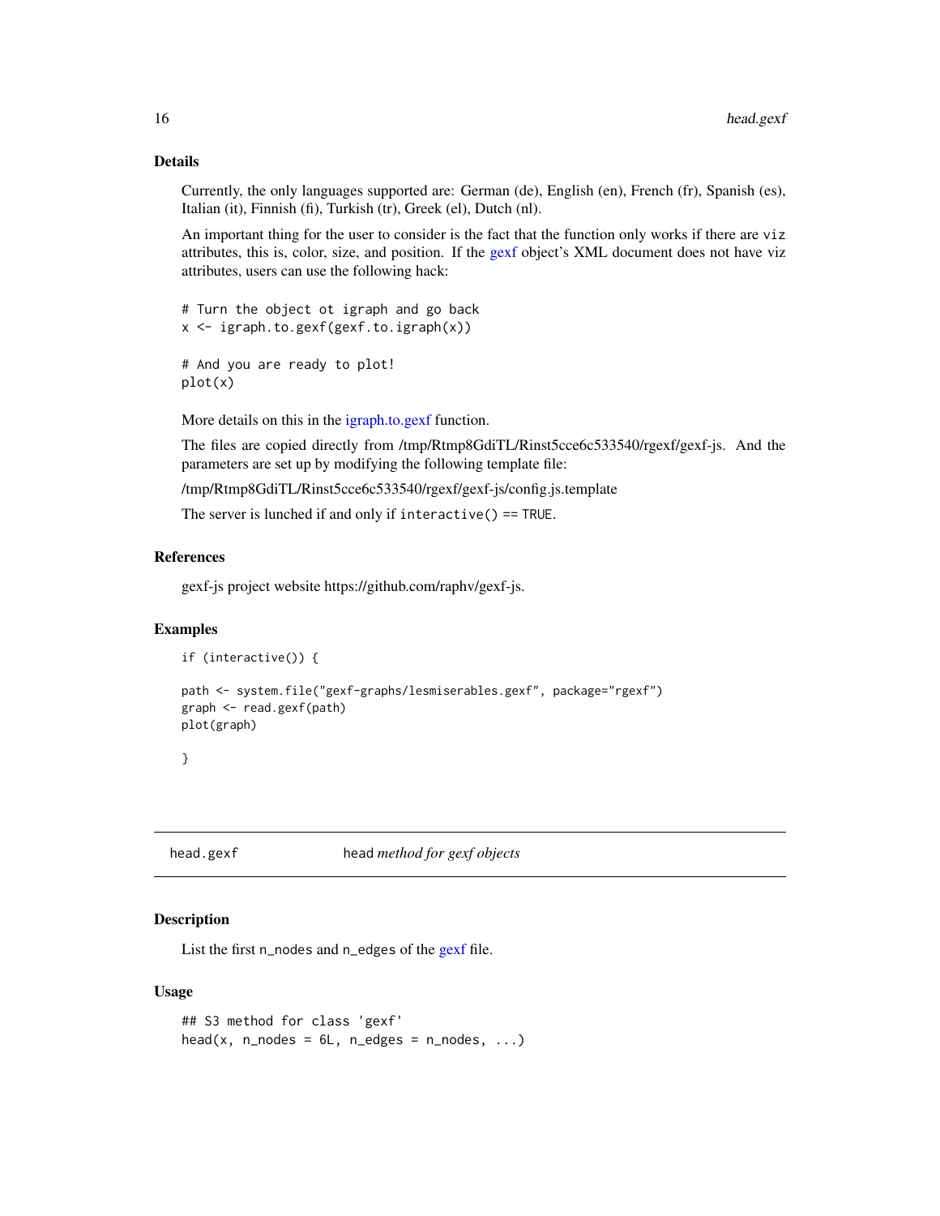## Details

Currently, the only languages supported are: German (de), English (en), French (fr), Spanish (es), Italian (it), Finnish (fi), Turkish (tr), Greek (el), Dutch (nl).

An important thing for the user to consider is the fact that the function only works if there are `viz` attributes, this is, color, size, and position. If the gexf object's XML document does not have viz attributes, users can use the following hack:

```
# Turn the object ot igraph and go back
x <- igraph.to.gexf(gexf.to.igraph(x))

# And you are ready to plot!
plot(x)
```

More details on this in the igraph.to.gexf function.

The files are copied directly from /tmp/Rtmp8GdiTL/Rinst5cce6c533540/rgexf/gexf-js. And the parameters are set up by modifying the following template file:

/tmp/Rtmp8GdiTL/Rinst5cce6c533540/rgexf/gexf-js/config.js.template

The server is lunched if and only if `interactive() == TRUE`.

## References

gexf-js project website https://github.com/raphv/gexf-js.

## Examples

```
if (interactive()) {

path <- system.file("gexf-graphs/lesmiserables.gexf", package="rgexf")
graph <- read.gexf(path)
plot(graph)

}
```

---

# head.gexf — head *method for gexf objects*

## Description

List the first `n_nodes` and `n_edges` of the gexf file.

## Usage

```
## S3 method for class 'gexf'
head(x, n_nodes = 6L, n_edges = n_nodes, ...)
```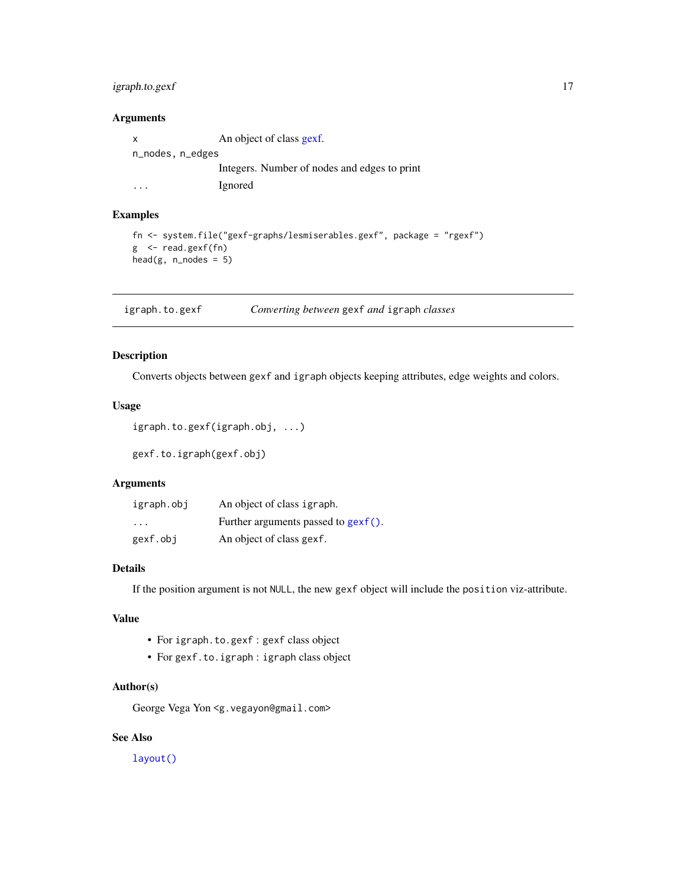### Arguments

| | |
|---|---|
| `x` | An object of class gexf. |
| `n_nodes, n_edges` | Integers. Number of nodes and edges to print |
| `...` | Ignored |

### Examples

```
fn <- system.file("gexf-graphs/lesmiserables.gexf", package = "rgexf")
g  <- read.gexf(fn)
head(g, n_nodes = 5)
```

---

## igraph.to.gexf — *Converting between* `gexf` *and* `igraph` *classes*

### Description

Converts objects between `gexf` and `igraph` objects keeping attributes, edge weights and colors.

### Usage

```
igraph.to.gexf(igraph.obj, ...)

gexf.to.igraph(gexf.obj)
```

### Arguments

| | |
|---|---|
| `igraph.obj` | An object of class `igraph`. |
| `...` | Further arguments passed to `gexf()`. |
| `gexf.obj` | An object of class `gexf`. |

### Details

If the position argument is not `NULL`, the new `gexf` object will include the `position` viz-attribute.

### Value

- For `igraph.to.gexf` : `gexf` class object
- For `gexf.to.igraph` : `igraph` class object

### Author(s)

George Vega Yon <g.vegayon@gmail.com>

### See Also

`layout()`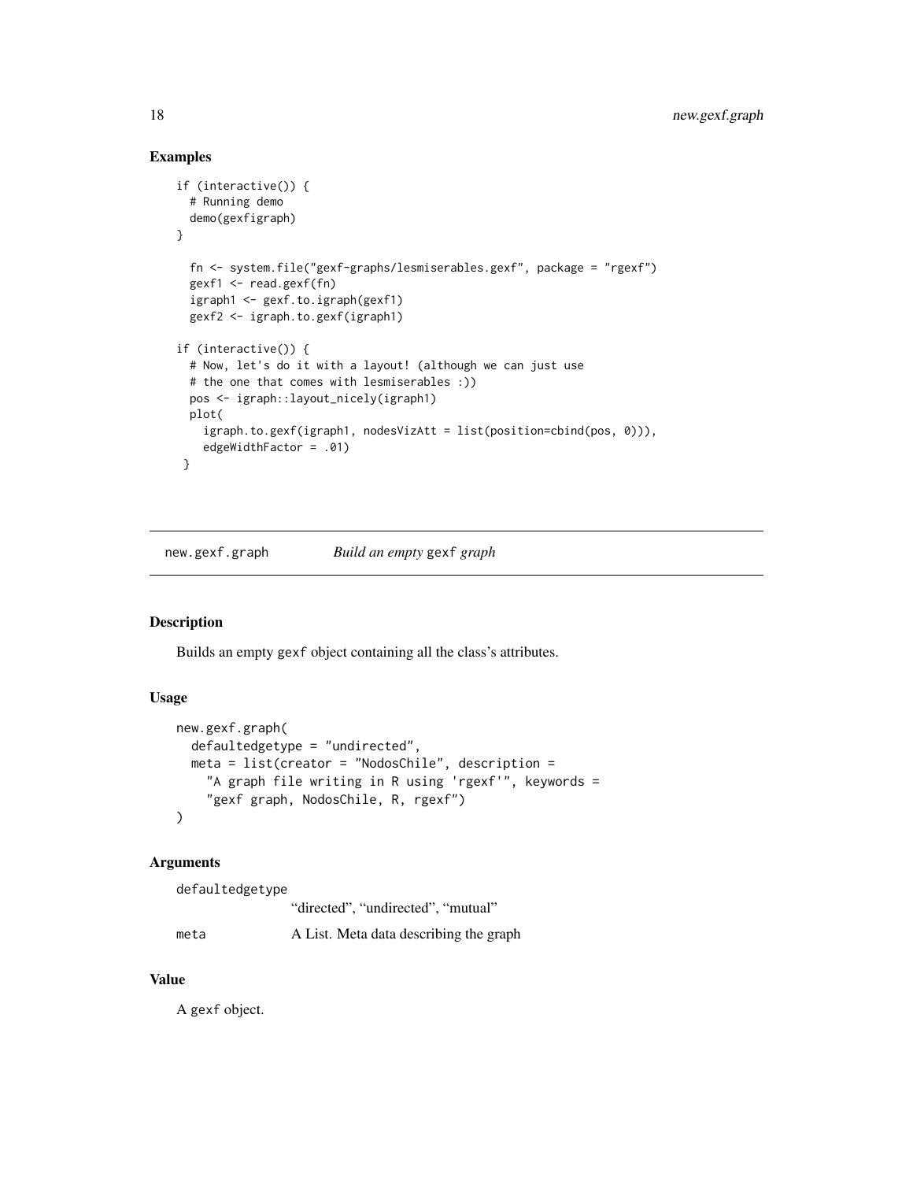### Examples

```
if (interactive()) {
  # Running demo
  demo(gexfigraph)
}

  fn <- system.file("gexf-graphs/lesmiserables.gexf", package = "rgexf")
  gexf1 <- read.gexf(fn)
  igraph1 <- gexf.to.igraph(gexf1)
  gexf2 <- igraph.to.gexf(igraph1)

if (interactive()) {
  # Now, let's do it with a layout! (although we can just use
  # the one that comes with lesmiserables :))
  pos <- igraph::layout_nicely(igraph1)
  plot(
    igraph.to.gexf(igraph1, nodesVizAtt = list(position=cbind(pos, 0))),
    edgeWidthFactor = .01)
 }
```

---

## new.gexf.graph — *Build an empty* `gexf` *graph*

### Description

Builds an empty `gexf` object containing all the class's attributes.

### Usage

```
new.gexf.graph(
  defaultedgetype = "undirected",
  meta = list(creator = "NodosChile", description =
    "A graph file writing in R using 'rgexf'", keywords =
    "gexf graph, NodosChile, R, rgexf")
)
```

### Arguments

| | |
|---|---|
| defaultedgetype | "directed", "undirected", "mutual" |
| meta | A List. Meta data describing the graph |

### Value

A `gexf` object.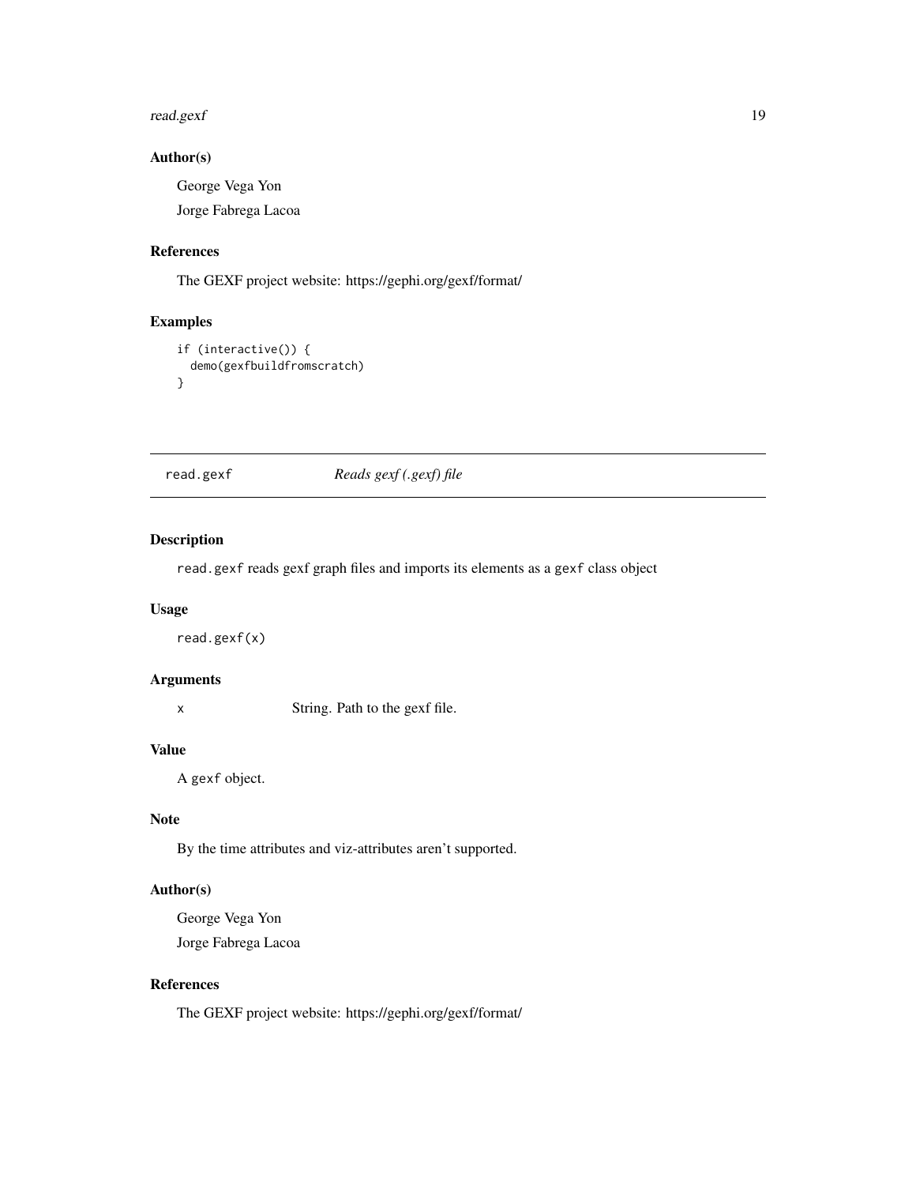### Author(s)

George Vega Yon

Jorge Fabrega Lacoa

### References

The GEXF project website: https://gephi.org/gexf/format/

### Examples

```
if (interactive()) {
  demo(gexfbuildfromscratch)
}
```

---

## read.gexf    *Reads gexf (.gexf) file*

---

### Description

`read.gexf` reads gexf graph files and imports its elements as a `gexf` class object

### Usage

```
read.gexf(x)
```

### Arguments

| | |
|---|---|
| x | String. Path to the gexf file. |

### Value

A `gexf` object.

### Note

By the time attributes and viz-attributes aren't supported.

### Author(s)

George Vega Yon

Jorge Fabrega Lacoa

### References

The GEXF project website: https://gephi.org/gexf/format/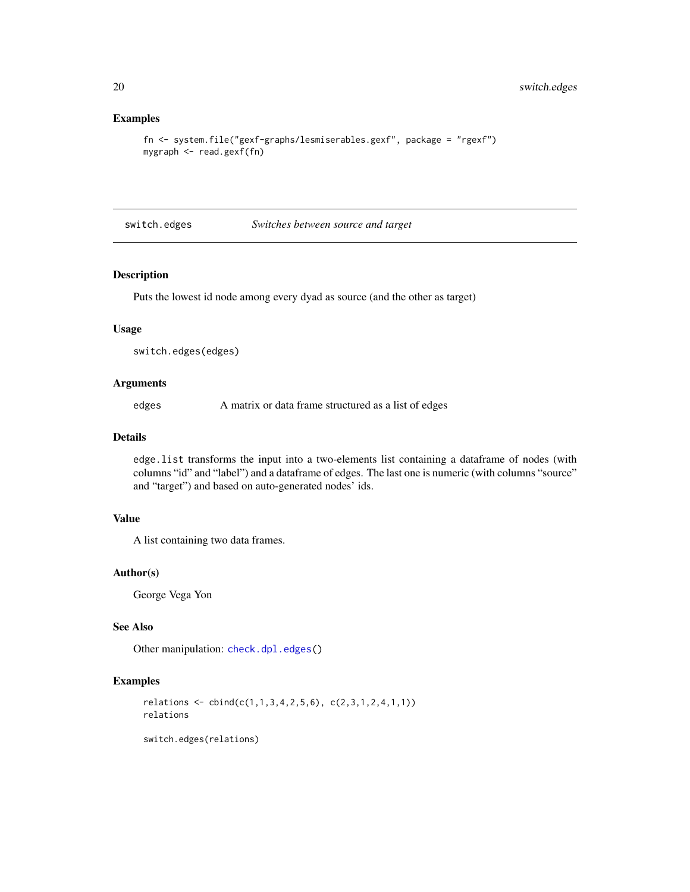## Examples

```
fn <- system.file("gexf-graphs/lesmiserables.gexf", package = "rgexf")
mygraph <- read.gexf(fn)
```

---

# switch.edges *Switches between source and target*

---

## Description

Puts the lowest id node among every dyad as source (and the other as target)

## Usage

```
switch.edges(edges)
```

## Arguments

| | |
|---|---|
| `edges` | A matrix or data frame structured as a list of edges |

## Details

`edge.list` transforms the input into a two-elements list containing a dataframe of nodes (with columns "id" and "label") and a dataframe of edges. The last one is numeric (with columns "source" and "target") and based on auto-generated nodes' ids.

## Value

A list containing two data frames.

## Author(s)

George Vega Yon

## See Also

Other manipulation: `check.dpl.edges()`

## Examples

```
relations <- cbind(c(1,1,3,4,2,5,6), c(2,3,1,2,4,1,1))
relations

switch.edges(relations)
```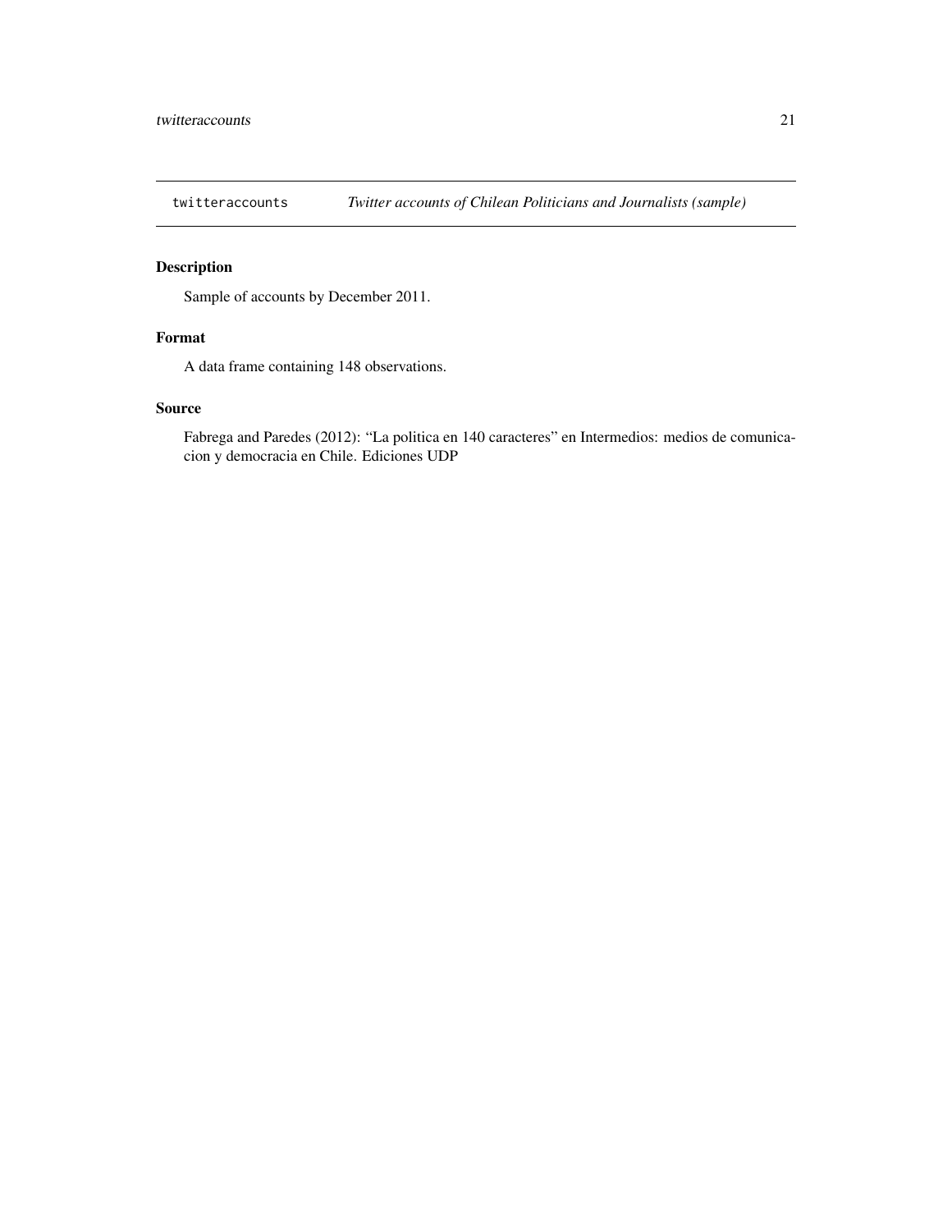## twitteraccounts — *Twitter accounts of Chilean Politicians and Journalists (sample)*

### Description

Sample of accounts by December 2011.

### Format

A data frame containing 148 observations.

### Source

Fabrega and Paredes (2012): "La politica en 140 caracteres" en Intermedios: medios de comunicacion y democracia en Chile. Ediciones UDP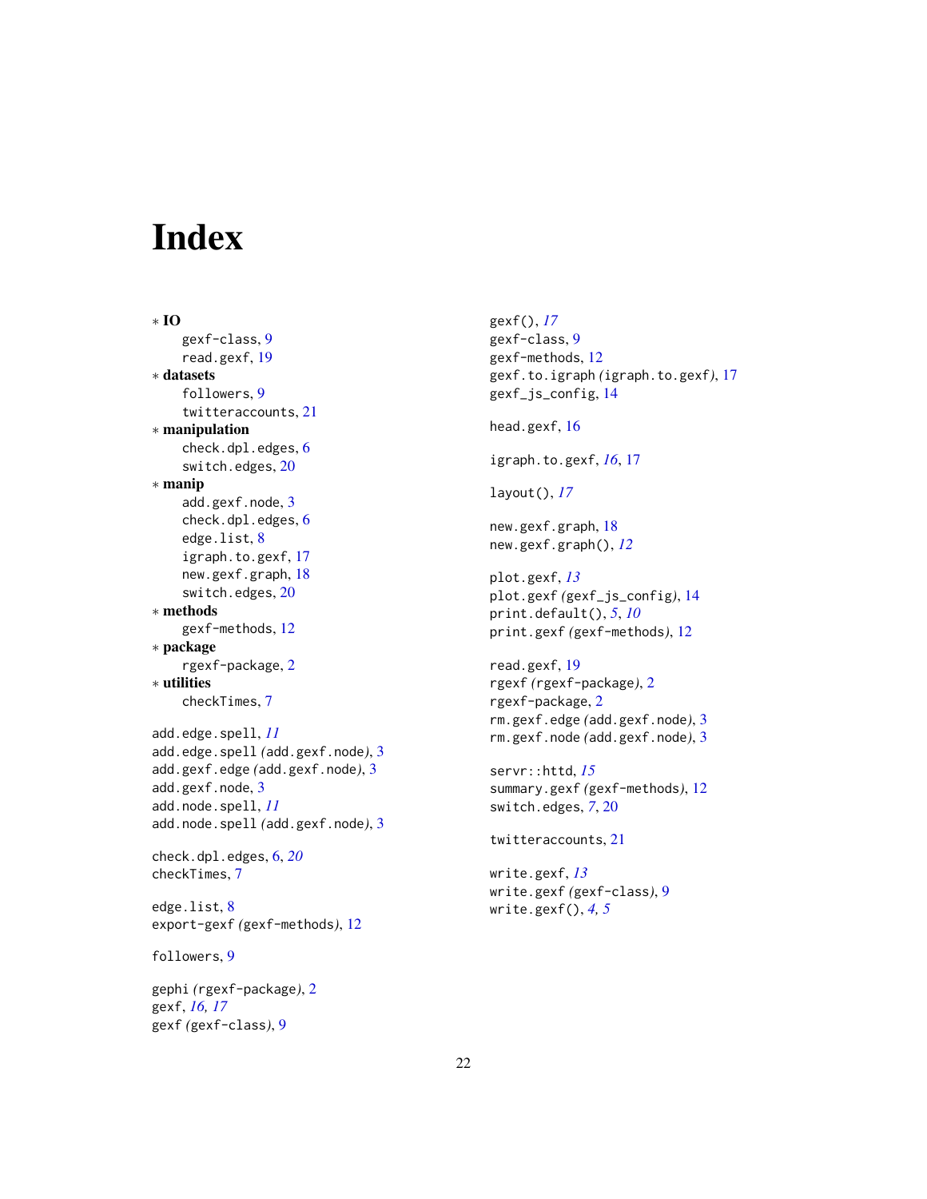# Index

∗ **IO**
- gexf-class, 9
- read.gexf, 19

∗ **datasets**
- followers, 9
- twitteraccounts, 21

∗ **manipulation**
- check.dpl.edges, 6
- switch.edges, 20

∗ **manip**
- add.gexf.node, 3
- check.dpl.edges, 6
- edge.list, 8
- igraph.to.gexf, 17
- new.gexf.graph, 18
- switch.edges, 20

∗ **methods**
- gexf-methods, 12

∗ **package**
- rgexf-package, 2

∗ **utilities**
- checkTimes, 7

add.edge.spell, *11*
add.edge.spell *(*add.gexf.node*)*, 3
add.gexf.edge *(*add.gexf.node*)*, 3
add.gexf.node, 3
add.node.spell, *11*
add.node.spell *(*add.gexf.node*)*, 3

check.dpl.edges, 6, *20*
checkTimes, 7

edge.list, 8
export-gexf *(*gexf-methods*)*, 12

followers, 9

gephi *(*rgexf-package*)*, 2
gexf, *16, 17*
gexf *(*gexf-class*)*, 9
gexf(), *17*
gexf-class, 9
gexf-methods, 12
gexf.to.igraph *(*igraph.to.gexf*)*, 17
gexf_js_config, 14

head.gexf, 16

igraph.to.gexf, *16*, 17

layout(), *17*

new.gexf.graph, 18
new.gexf.graph(), *12*

plot.gexf, *13*
plot.gexf *(*gexf_js_config*)*, 14
print.default(), *5*, *10*
print.gexf *(*gexf-methods*)*, 12

read.gexf, 19
rgexf *(*rgexf-package*)*, 2
rgexf-package, 2
rm.gexf.edge *(*add.gexf.node*)*, 3
rm.gexf.node *(*add.gexf.node*)*, 3

servr::httd, *15*
summary.gexf *(*gexf-methods*)*, 12
switch.edges, *7*, 20

twitteraccounts, 21

write.gexf, *13*
write.gexf *(*gexf-class*)*, 9
write.gexf(), *4, 5*